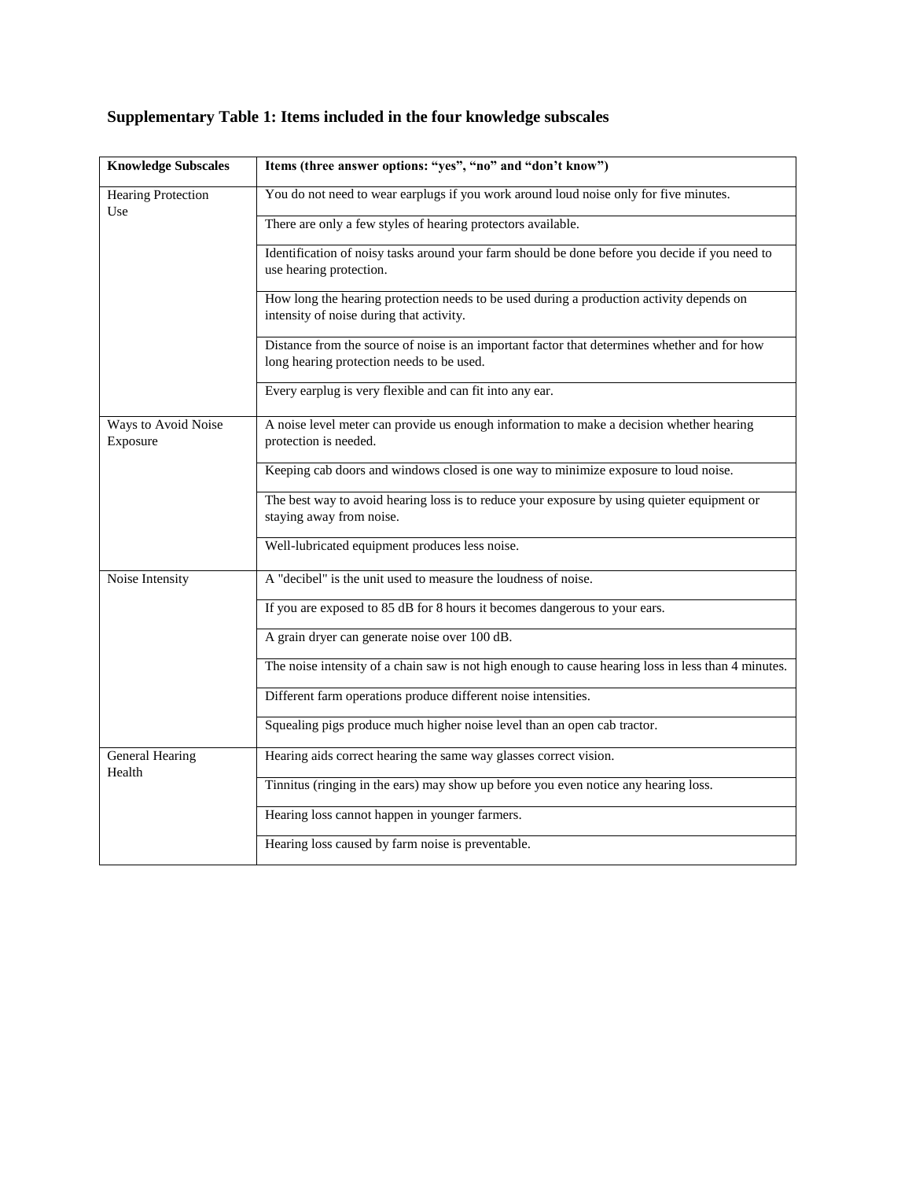**Supplementary Table 1: Items included in the four knowledge subscales**

| Knowledge Subscales | Items (three answer options: "yes", "no" and "don't know") |
|---|---|
| Hearing Protection Use | You do not need to wear earplugs if you work around loud noise only for five minutes. |
| | There are only a few styles of hearing protectors available. |
| | Identification of noisy tasks around your farm should be done before you decide if you need to use hearing protection. |
| | How long the hearing protection needs to be used during a production activity depends on intensity of noise during that activity. |
| | Distance from the source of noise is an important factor that determines whether and for how long hearing protection needs to be used. |
| | Every earplug is very flexible and can fit into any ear. |
| Ways to Avoid Noise Exposure | A noise level meter can provide us enough information to make a decision whether hearing protection is needed. |
| | Keeping cab doors and windows closed is one way to minimize exposure to loud noise. |
| | The best way to avoid hearing loss is to reduce your exposure by using quieter equipment or staying away from noise. |
| | Well-lubricated equipment produces less noise. |
| Noise Intensity | A "decibel" is the unit used to measure the loudness of noise. |
| | If you are exposed to 85 dB for 8 hours it becomes dangerous to your ears. |
| | A grain dryer can generate noise over 100 dB. |
| | The noise intensity of a chain saw is not high enough to cause hearing loss in less than 4 minutes. |
| | Different farm operations produce different noise intensities. |
| | Squealing pigs produce much higher noise level than an open cab tractor. |
| General Hearing Health | Hearing aids correct hearing the same way glasses correct vision. |
| | Tinnitus (ringing in the ears) may show up before you even notice any hearing loss. |
| | Hearing loss cannot happen in younger farmers. |
| | Hearing loss caused by farm noise is preventable. |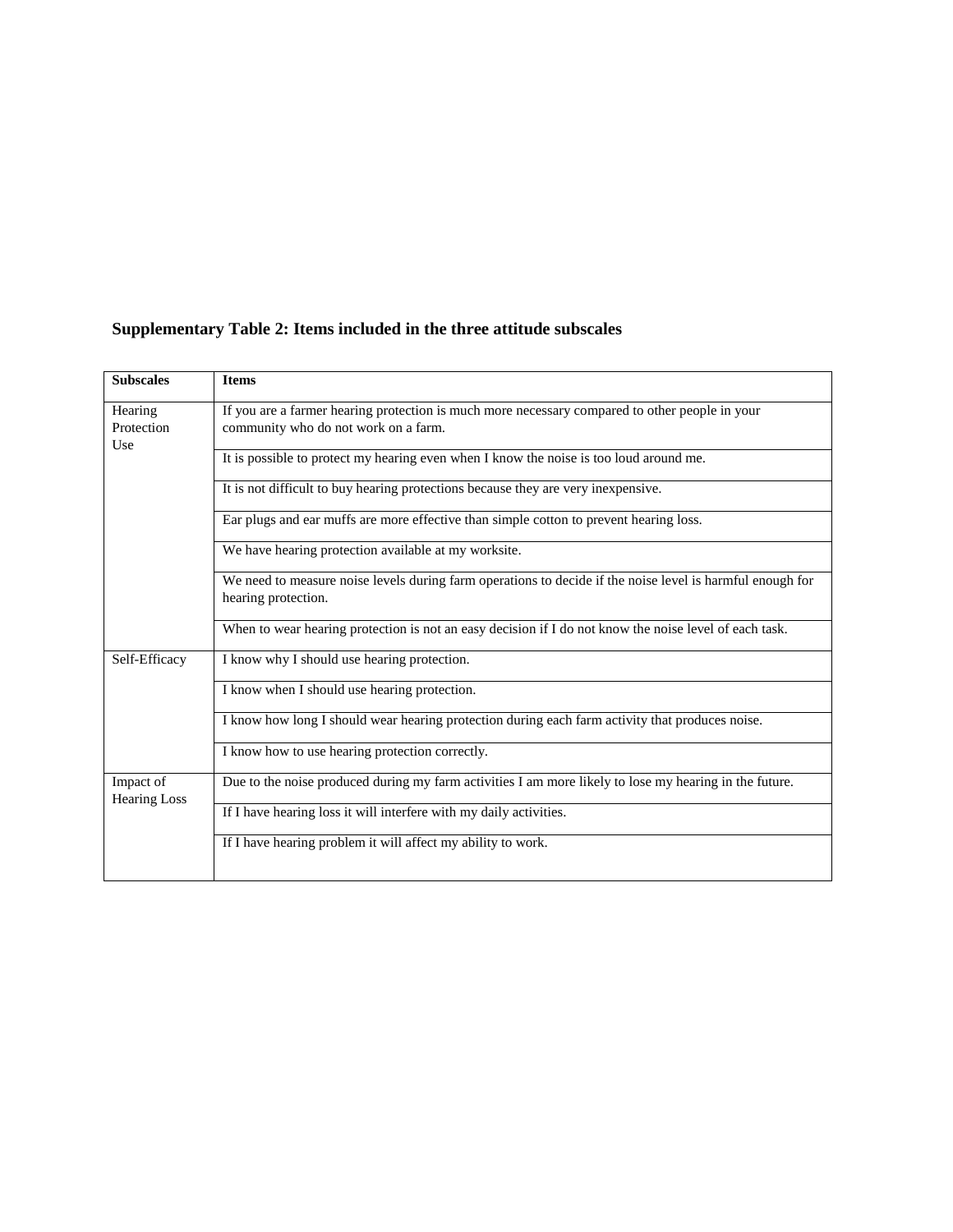**Supplementary Table 2: Items included in the three attitude subscales**

| Subscales | Items |
|---|---|
| Hearing Protection Use | If you are a farmer hearing protection is much more necessary compared to other people in your community who do not work on a farm. |
| | It is possible to protect my hearing even when I know the noise is too loud around me. |
| | It is not difficult to buy hearing protections because they are very inexpensive. |
| | Ear plugs and ear muffs are more effective than simple cotton to prevent hearing loss. |
| | We have hearing protection available at my worksite. |
| | We need to measure noise levels during farm operations to decide if the noise level is harmful enough for hearing protection. |
| | When to wear hearing protection is not an easy decision if I do not know the noise level of each task. |
| Self-Efficacy | I know why I should use hearing protection. |
| | I know when I should use hearing protection. |
| | I know how long I should wear hearing protection during each farm activity that produces noise. |
| | I know how to use hearing protection correctly. |
| Impact of Hearing Loss | Due to the noise produced during my farm activities I am more likely to lose my hearing in the future. |
| | If I have hearing loss it will interfere with my daily activities. |
| | If I have hearing problem it will affect my ability to work. |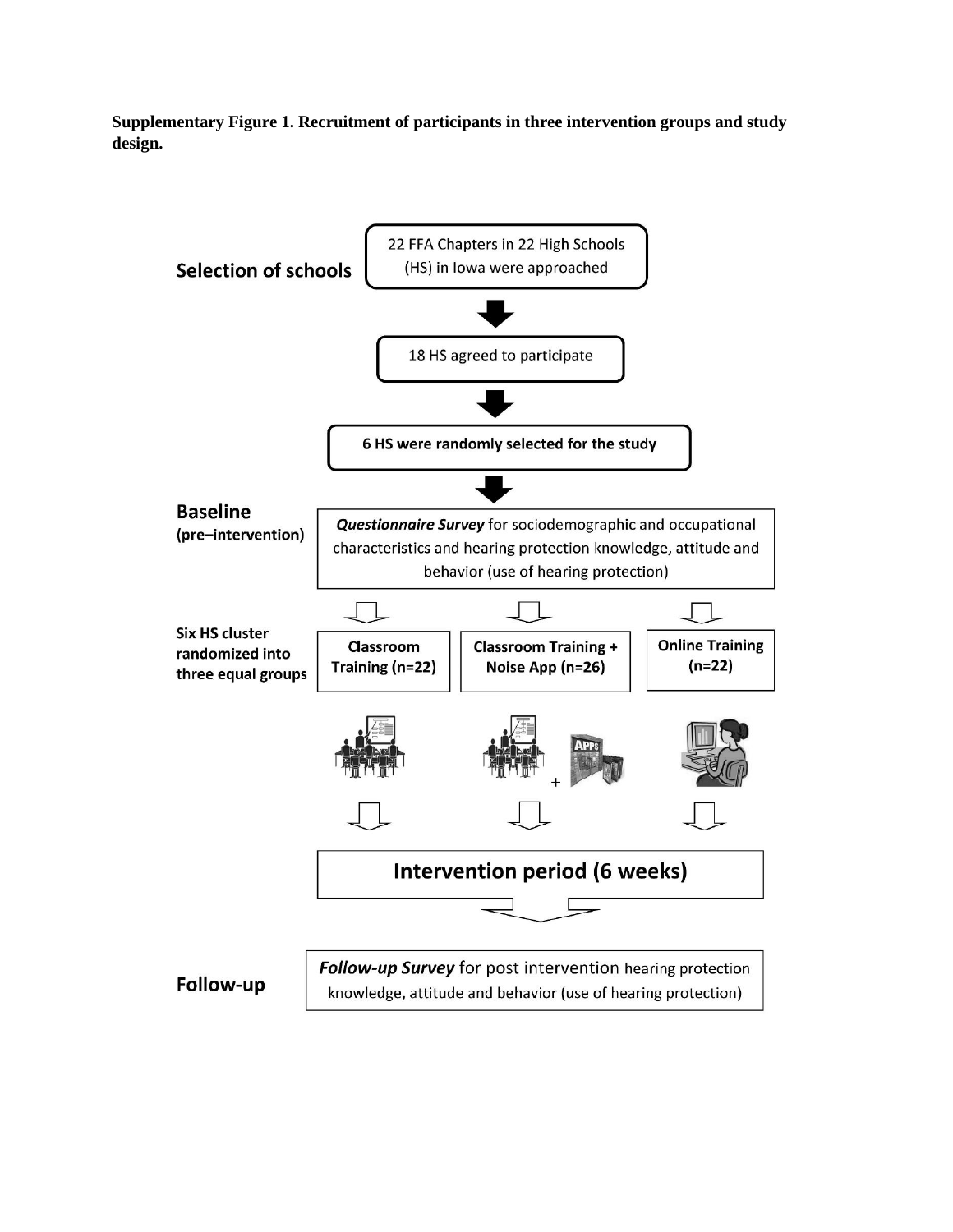**Supplementary Figure 1. Recruitment of participants in three intervention groups and study design.**

Selection of schools

22 FFA Chapters in 22 High Schools (HS) in Iowa were approached

18 HS agreed to participate

6 HS were randomly selected for the study

Baseline (pre–intervention)

*Questionnaire Survey* for sociodemographic and occupational characteristics and hearing protection knowledge, attitude and behavior (use of hearing protection)

Six HS cluster randomized into three equal groups

Classroom Training (n=22)

Classroom Training + Noise App (n=26)

Online Training (n=22)

APPS

+

Intervention period (6 weeks)

Follow-up

*Follow-up Survey* for post intervention hearing protection knowledge, attitude and behavior (use of hearing protection)